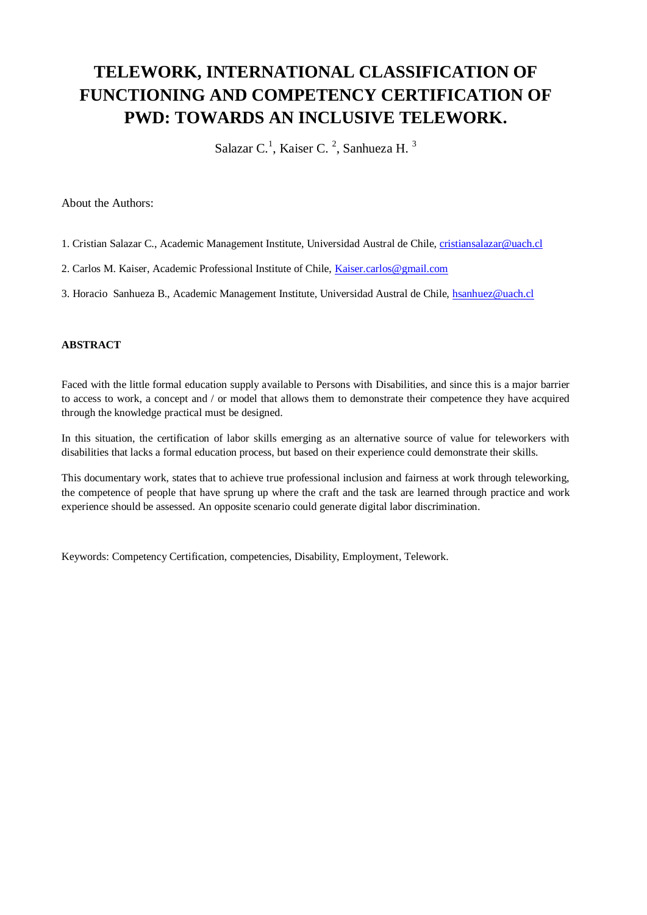# TELEWORK, INTERNATIONAL CLASSIFICATION OF FUNCTIONING AND COMPETENCY CERTIFICATION OF PWD: TOWARDS AN INCLUSIVE TELEWORK.

Salazar C.[1], Kaiser C. [2], Sanhueza H. [3]

About the Authors:

1. Cristian Salazar C., Academic Management Institute, Universidad Austral de Chile, cristiansalazar@uach.cl

2. Carlos M. Kaiser, Academic Professional Institute of Chile, Kaiser.carlos@gmail.com

3. Horacio Sanhueza B., Academic Management Institute, Universidad Austral de Chile, hsanhuez@uach.cl

## ABSTRACT

Faced with the little formal education supply available to Persons with Disabilities, and since this is a major barrier to access to work, a concept and / or model that allows them to demonstrate their competence they have acquired through the knowledge practical must be designed.

In this situation, the certification of labor skills emerging as an alternative source of value for teleworkers with disabilities that lacks a formal education process, but based on their experience could demonstrate their skills.

This documentary work, states that to achieve true professional inclusion and fairness at work through teleworking, the competence of people that have sprung up where the craft and the task are learned through practice and work experience should be assessed. An opposite scenario could generate digital labor discrimination.

Keywords: Competency Certification, competencies, Disability, Employment, Telework.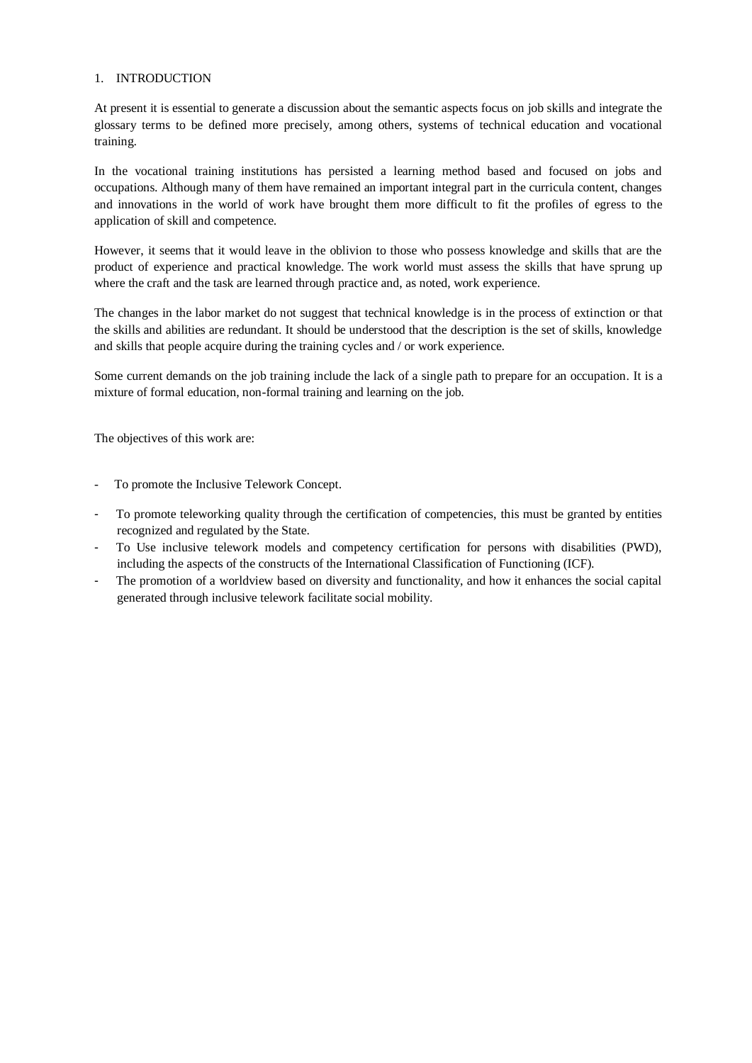# 1. INTRODUCTION

At present it is essential to generate a discussion about the semantic aspects focus on job skills and integrate the glossary terms to be defined more precisely, among others, systems of technical education and vocational training.

In the vocational training institutions has persisted a learning method based and focused on jobs and occupations. Although many of them have remained an important integral part in the curricula content, changes and innovations in the world of work have brought them more difficult to fit the profiles of egress to the application of skill and competence.

However, it seems that it would leave in the oblivion to those who possess knowledge and skills that are the product of experience and practical knowledge. The work world must assess the skills that have sprung up where the craft and the task are learned through practice and, as noted, work experience.

The changes in the labor market do not suggest that technical knowledge is in the process of extinction or that the skills and abilities are redundant. It should be understood that the description is the set of skills, knowledge and skills that people acquire during the training cycles and / or work experience.

Some current demands on the job training include the lack of a single path to prepare for an occupation. It is a mixture of formal education, non-formal training and learning on the job.

The objectives of this work are:

- To promote the Inclusive Telework Concept.
- To promote teleworking quality through the certification of competencies, this must be granted by entities recognized and regulated by the State.
- To Use inclusive telework models and competency certification for persons with disabilities (PWD), including the aspects of the constructs of the International Classification of Functioning (ICF).
- The promotion of a worldview based on diversity and functionality, and how it enhances the social capital generated through inclusive telework facilitate social mobility.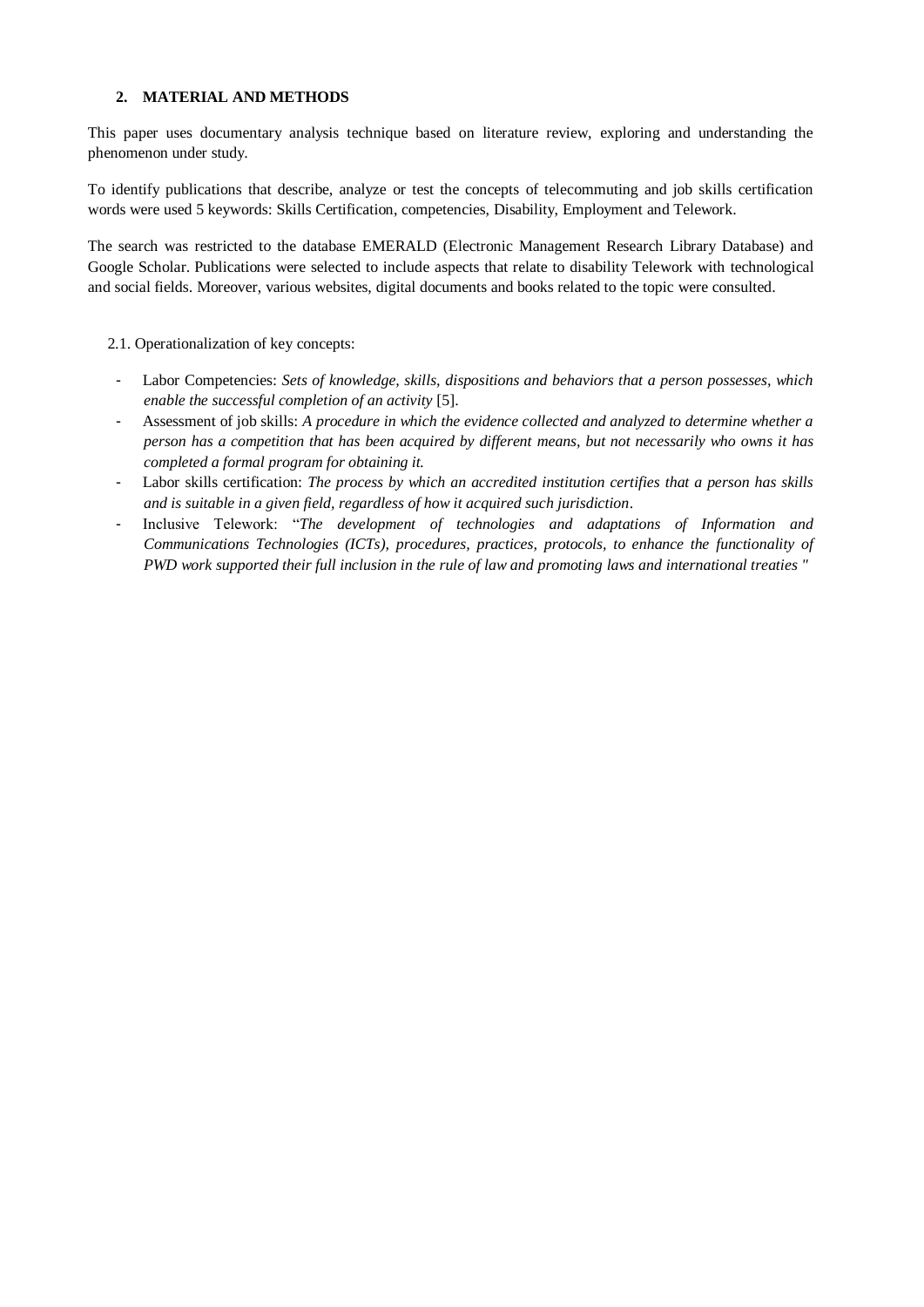## 2. MATERIAL AND METHODS

This paper uses documentary analysis technique based on literature review, exploring and understanding the phenomenon under study.

To identify publications that describe, analyze or test the concepts of telecommuting and job skills certification words were used 5 keywords: Skills Certification, competencies, Disability, Employment and Telework.

The search was restricted to the database EMERALD (Electronic Management Research Library Database) and Google Scholar. Publications were selected to include aspects that relate to disability Telework with technological and social fields. Moreover, various websites, digital documents and books related to the topic were consulted.

### 2.1. Operationalization of key concepts:

- Labor Competencies: *Sets of knowledge, skills, dispositions and behaviors that a person possesses, which enable the successful completion of an activity* [5].
- Assessment of job skills: *A procedure in which the evidence collected and analyzed to determine whether a person has a competition that has been acquired by different means, but not necessarily who owns it has completed a formal program for obtaining it.*
- Labor skills certification: *The process by which an accredited institution certifies that a person has skills and is suitable in a given field, regardless of how it acquired such jurisdiction*.
- Inclusive Telework: "*The development of technologies and adaptations of Information and Communications Technologies (ICTs), procedures, practices, protocols, to enhance the functionality of PWD work supported their full inclusion in the rule of law and promoting laws and international treaties* "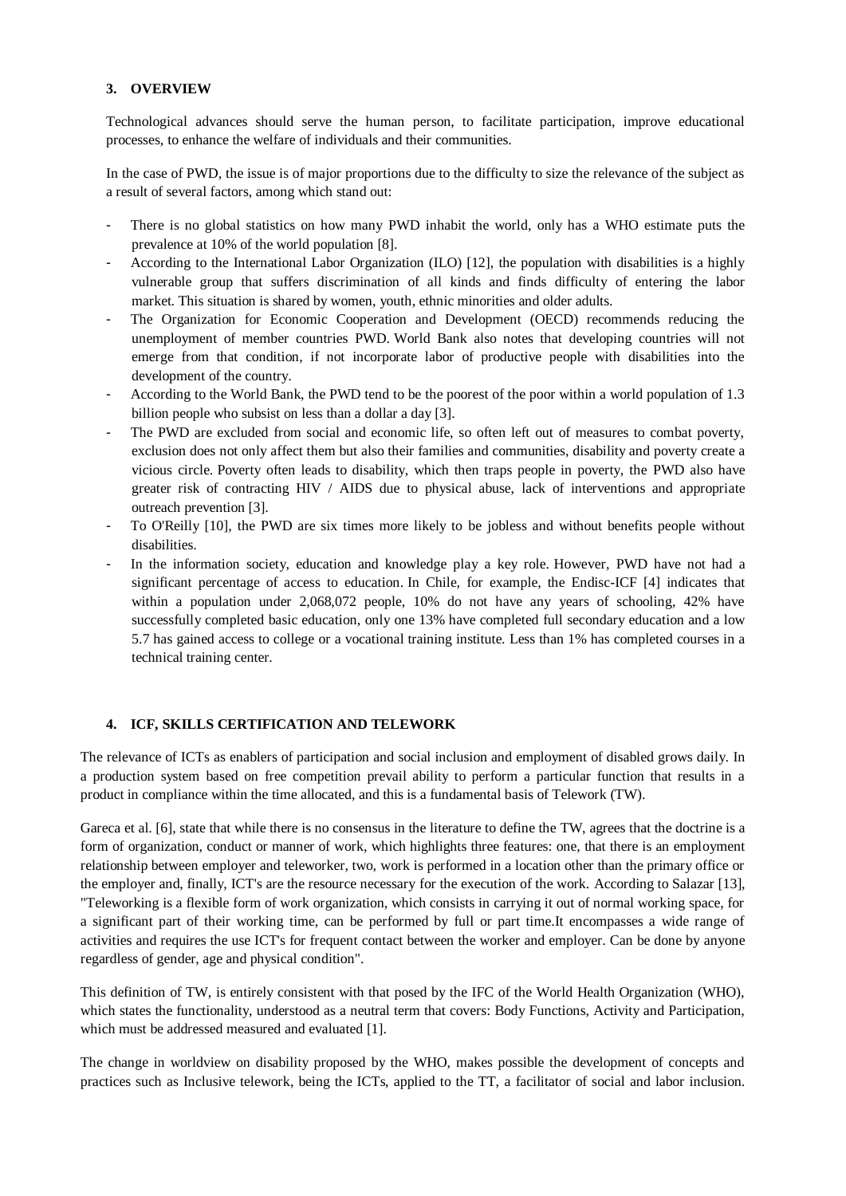## 3. OVERVIEW

Technological advances should serve the human person, to facilitate participation, improve educational processes, to enhance the welfare of individuals and their communities.

In the case of PWD, the issue is of major proportions due to the difficulty to size the relevance of the subject as a result of several factors, among which stand out:

- There is no global statistics on how many PWD inhabit the world, only has a WHO estimate puts the prevalence at 10% of the world population [8].
- According to the International Labor Organization (ILO) [12], the population with disabilities is a highly vulnerable group that suffers discrimination of all kinds and finds difficulty of entering the labor market. This situation is shared by women, youth, ethnic minorities and older adults.
- The Organization for Economic Cooperation and Development (OECD) recommends reducing the unemployment of member countries PWD. World Bank also notes that developing countries will not emerge from that condition, if not incorporate labor of productive people with disabilities into the development of the country.
- According to the World Bank, the PWD tend to be the poorest of the poor within a world population of 1.3 billion people who subsist on less than a dollar a day [3].
- The PWD are excluded from social and economic life, so often left out of measures to combat poverty, exclusion does not only affect them but also their families and communities, disability and poverty create a vicious circle. Poverty often leads to disability, which then traps people in poverty, the PWD also have greater risk of contracting HIV / AIDS due to physical abuse, lack of interventions and appropriate outreach prevention [3].
- To O'Reilly [10], the PWD are six times more likely to be jobless and without benefits people without disabilities.
- In the information society, education and knowledge play a key role. However, PWD have not had a significant percentage of access to education. In Chile, for example, the Endisc-ICF [4] indicates that within a population under 2,068,072 people, 10% do not have any years of schooling, 42% have successfully completed basic education, only one 13% have completed full secondary education and a low 5.7 has gained access to college or a vocational training institute. Less than 1% has completed courses in a technical training center.

## 4. ICF, SKILLS CERTIFICATION AND TELEWORK

The relevance of ICTs as enablers of participation and social inclusion and employment of disabled grows daily. In a production system based on free competition prevail ability to perform a particular function that results in a product in compliance within the time allocated, and this is a fundamental basis of Telework (TW).

Gareca et al. [6], state that while there is no consensus in the literature to define the TW, agrees that the doctrine is a form of organization, conduct or manner of work, which highlights three features: one, that there is an employment relationship between employer and teleworker, two, work is performed in a location other than the primary office or the employer and, finally, ICT's are the resource necessary for the execution of the work. According to Salazar [13], "Teleworking is a flexible form of work organization, which consists in carrying it out of normal working space, for a significant part of their working time, can be performed by full or part time.It encompasses a wide range of activities and requires the use ICT's for frequent contact between the worker and employer. Can be done by anyone regardless of gender, age and physical condition".

This definition of TW, is entirely consistent with that posed by the IFC of the World Health Organization (WHO), which states the functionality, understood as a neutral term that covers: Body Functions, Activity and Participation, which must be addressed measured and evaluated [1].

The change in worldview on disability proposed by the WHO, makes possible the development of concepts and practices such as Inclusive telework, being the ICTs, applied to the TT, a facilitator of social and labor inclusion.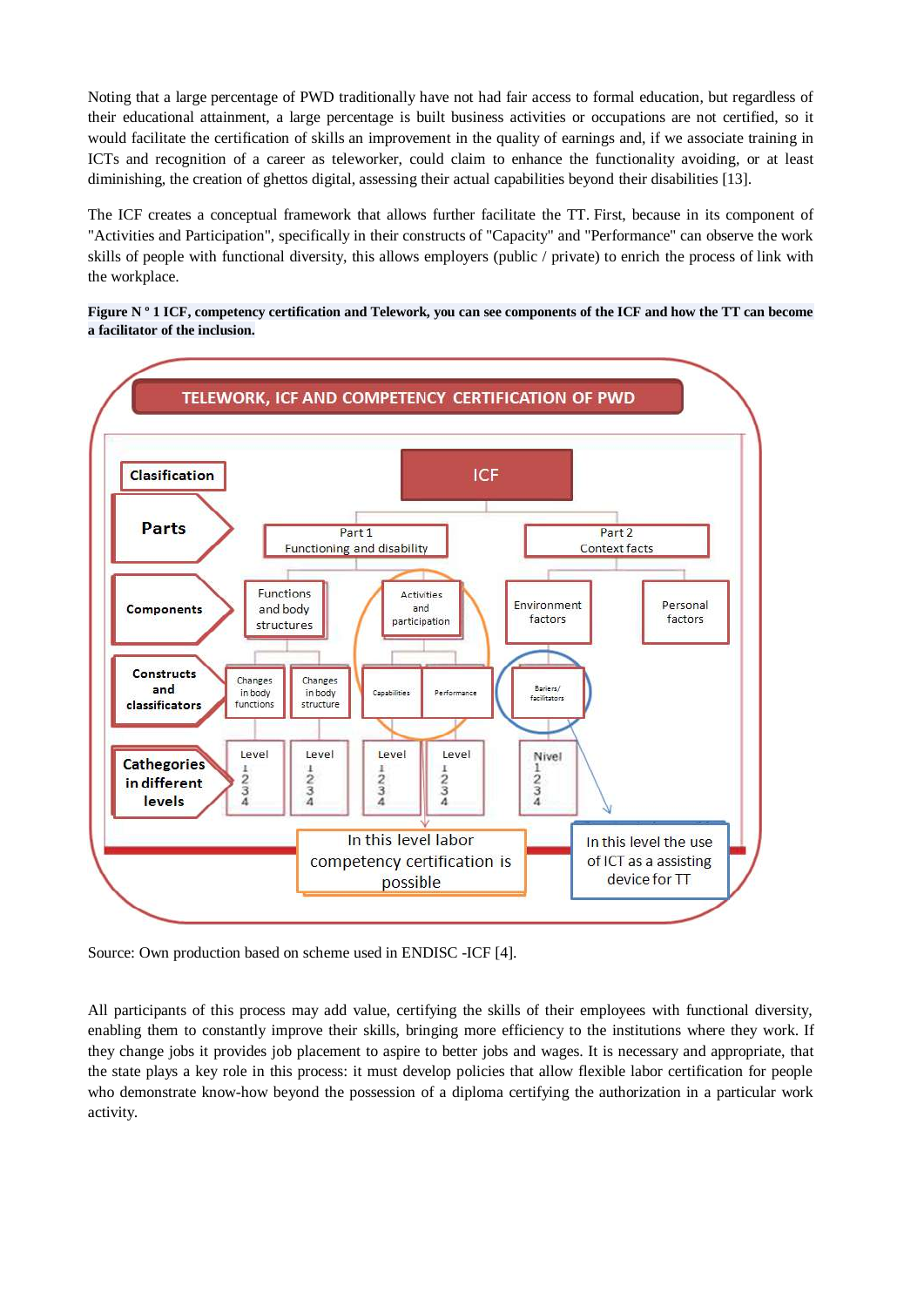Noting that a large percentage of PWD traditionally have not had fair access to formal education, but regardless of their educational attainment, a large percentage is built business activities or occupations are not certified, so it would facilitate the certification of skills an improvement in the quality of earnings and, if we associate training in ICTs and recognition of a career as teleworker, could claim to enhance the functionality avoiding, or at least diminishing, the creation of ghettos digital, assessing their actual capabilities beyond their disabilities [13].

The ICF creates a conceptual framework that allows further facilitate the TT. First, because in its component of "Activities and Participation", specifically in their constructs of "Capacity" and "Performance" can observe the work skills of people with functional diversity, this allows employers (public / private) to enrich the process of link with the workplace.

**Figure N ° 1 ICF, competency certification and Telework, you can see components of the ICF and how the TT can become a facilitator of the inclusion.**

Source: Own production based on scheme used in ENDISC -ICF [4].

All participants of this process may add value, certifying the skills of their employees with functional diversity, enabling them to constantly improve their skills, bringing more efficiency to the institutions where they work. If they change jobs it provides job placement to aspire to better jobs and wages. It is necessary and appropriate, that the state plays a key role in this process: it must develop policies that allow flexible labor certification for people who demonstrate know-how beyond the possession of a diploma certifying the authorization in a particular work activity.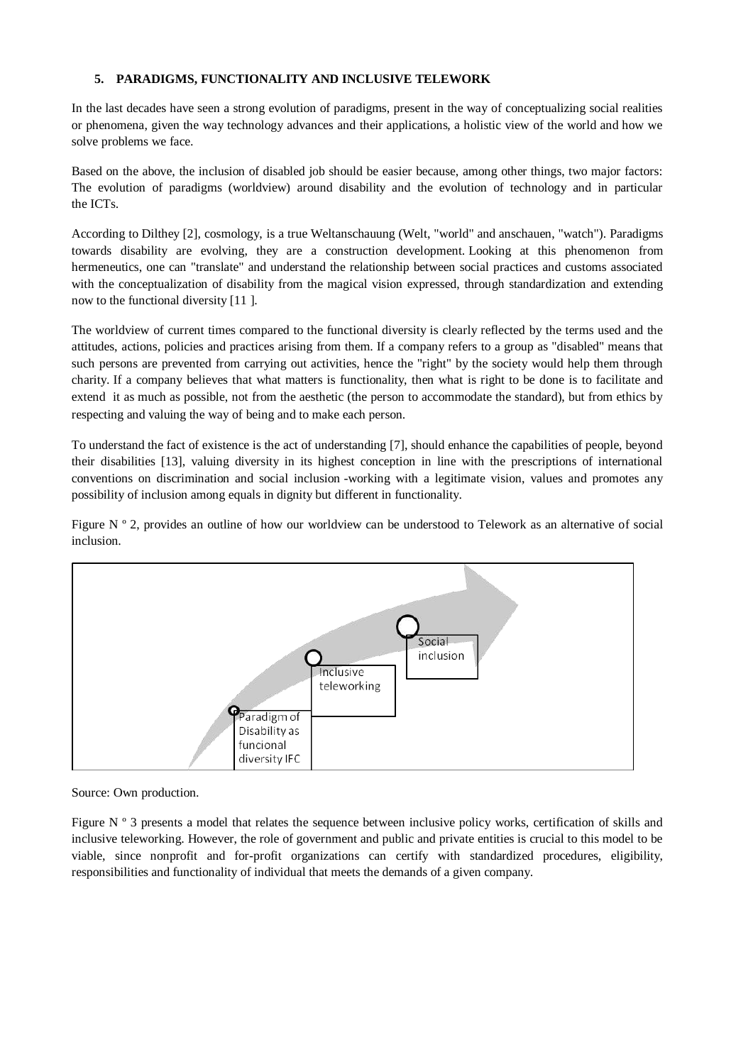## 5. PARADIGMS, FUNCTIONALITY AND INCLUSIVE TELEWORK

In the last decades have seen a strong evolution of paradigms, present in the way of conceptualizing social realities or phenomena, given the way technology advances and their applications, a holistic view of the world and how we solve problems we face.

Based on the above, the inclusion of disabled job should be easier because, among other things, two major factors: The evolution of paradigms (worldview) around disability and the evolution of technology and in particular the ICTs.

According to Dilthey [2], cosmology, is a true Weltanschauung (Welt, "world" and anschauen, "watch"). Paradigms towards disability are evolving, they are a construction development. Looking at this phenomenon from hermeneutics, one can "translate" and understand the relationship between social practices and customs associated with the conceptualization of disability from the magical vision expressed, through standardization and extending now to the functional diversity [11 ].

The worldview of current times compared to the functional diversity is clearly reflected by the terms used and the attitudes, actions, policies and practices arising from them. If a company refers to a group as "disabled" means that such persons are prevented from carrying out activities, hence the "right" by the society would help them through charity. If a company believes that what matters is functionality, then what is right to be done is to facilitate and extend it as much as possible, not from the aesthetic (the person to accommodate the standard), but from ethics by respecting and valuing the way of being and to make each person.

To understand the fact of existence is the act of understanding [7], should enhance the capabilities of people, beyond their disabilities [13], valuing diversity in its highest conception in line with the prescriptions of international conventions on discrimination and social inclusion -working with a legitimate vision, values and promotes any possibility of inclusion among equals in dignity but different in functionality.

Figure N º 2, provides an outline of how our worldview can be understood to Telework as an alternative of social inclusion.

Paradigm of Disability as funcional diversity IFC

Inclusive teleworking

Social inclusion

Source: Own production.

Figure N º 3 presents a model that relates the sequence between inclusive policy works, certification of skills and inclusive teleworking. However, the role of government and public and private entities is crucial to this model to be viable, since nonprofit and for-profit organizations can certify with standardized procedures, eligibility, responsibilities and functionality of individual that meets the demands of a given company.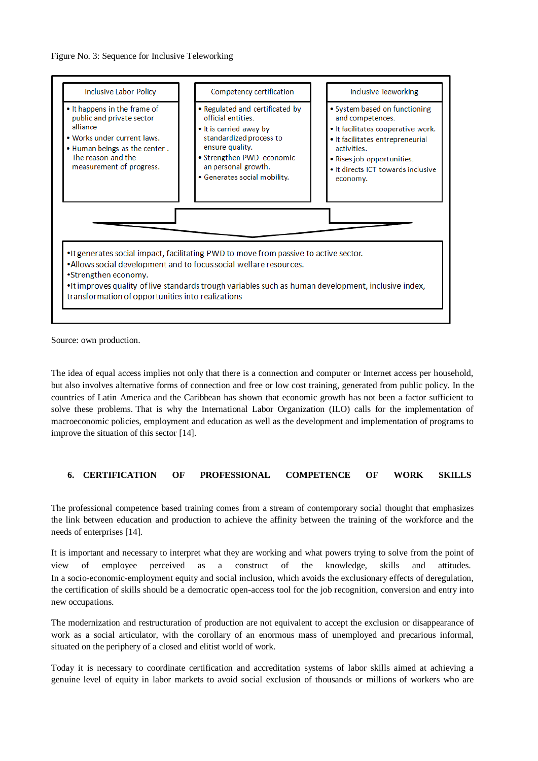Figure No. 3: Sequence for Inclusive Teleworking

| Inclusive Labor Policy | Competency certification | Inclusive Teeworking |
|---|---|---|
| • It happens in the frame of public and private sector alliance<br>• Works under current laws.<br>• Human beings as the center . The reason and the measurement of progress. | • Regulated and certificated by official entities.<br>• It is carried away by standardized process to ensure quality.<br>• Strengthen PWD economic an personal growth.<br>• Generates social mobility. | • System based on functioning and competences.<br>• It facilitates cooperative work.<br>• It facilitates entrepreneurial activities.<br>• Rises job opportunities.<br>• It directs ICT towards inclusive economy. |

- It generates social impact, facilitating PWD to move from passive to active sector.
- Allows social development and to focus social welfare resources.
- Strengthen economy.
- It improves quality of live standards trough variables such as human development, inclusive index, transformation of opportunities into realizations

Source: own production.

The idea of equal access implies not only that there is a connection and computer or Internet access per household, but also involves alternative forms of connection and free or low cost training, generated from public policy. In the countries of Latin America and the Caribbean has shown that economic growth has not been a factor sufficient to solve these problems. That is why the International Labor Organization (ILO) calls for the implementation of macroeconomic policies, employment and education as well as the development and implementation of programs to improve the situation of this sector [14].

## 6. CERTIFICATION OF PROFESSIONAL COMPETENCE OF WORK SKILLS

The professional competence based training comes from a stream of contemporary social thought that emphasizes the link between education and production to achieve the affinity between the training of the workforce and the needs of enterprises [14].

It is important and necessary to interpret what they are working and what powers trying to solve from the point of view of employee perceived as a construct of the knowledge, skills and attitudes. In a socio-economic-employment equity and social inclusion, which avoids the exclusionary effects of deregulation, the certification of skills should be a democratic open-access tool for the job recognition, conversion and entry into new occupations.

The modernization and restructuration of production are not equivalent to accept the exclusion or disappearance of work as a social articulator, with the corollary of an enormous mass of unemployed and precarious informal, situated on the periphery of a closed and elitist world of work.

Today it is necessary to coordinate certification and accreditation systems of labor skills aimed at achieving a genuine level of equity in labor markets to avoid social exclusion of thousands or millions of workers who are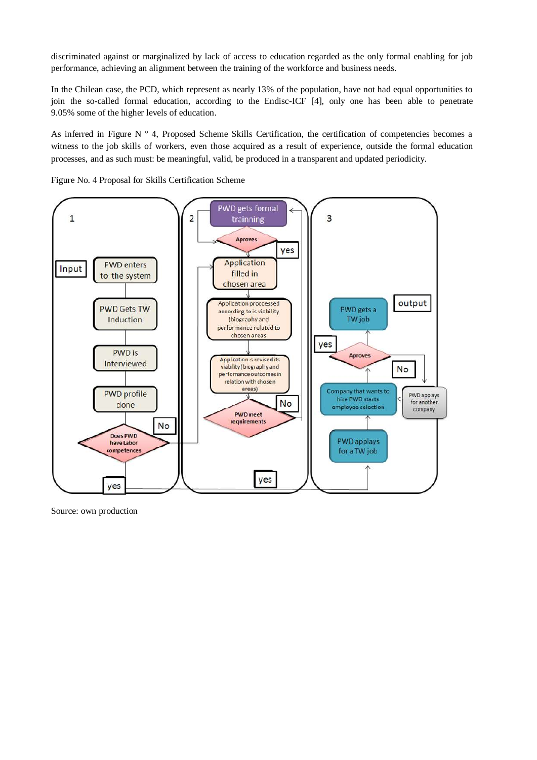discriminated against or marginalized by lack of access to education regarded as the only formal enabling for job performance, achieving an alignment between the training of the workforce and business needs.

In the Chilean case, the PCD, which represent as nearly 13% of the population, have not had equal opportunities to join the so-called formal education, according to the Endisc-ICF [4], only one has been able to penetrate 9.05% some of the higher levels of education.

As inferred in Figure N ° 4, Proposed Scheme Skills Certification, the certification of competencies becomes a witness to the job skills of workers, even those acquired as a result of experience, outside the formal education processes, and as such must: be meaningful, valid, be produced in a transparent and updated periodicity.

Figure No. 4 Proposal for Skills Certification Scheme

Source: own production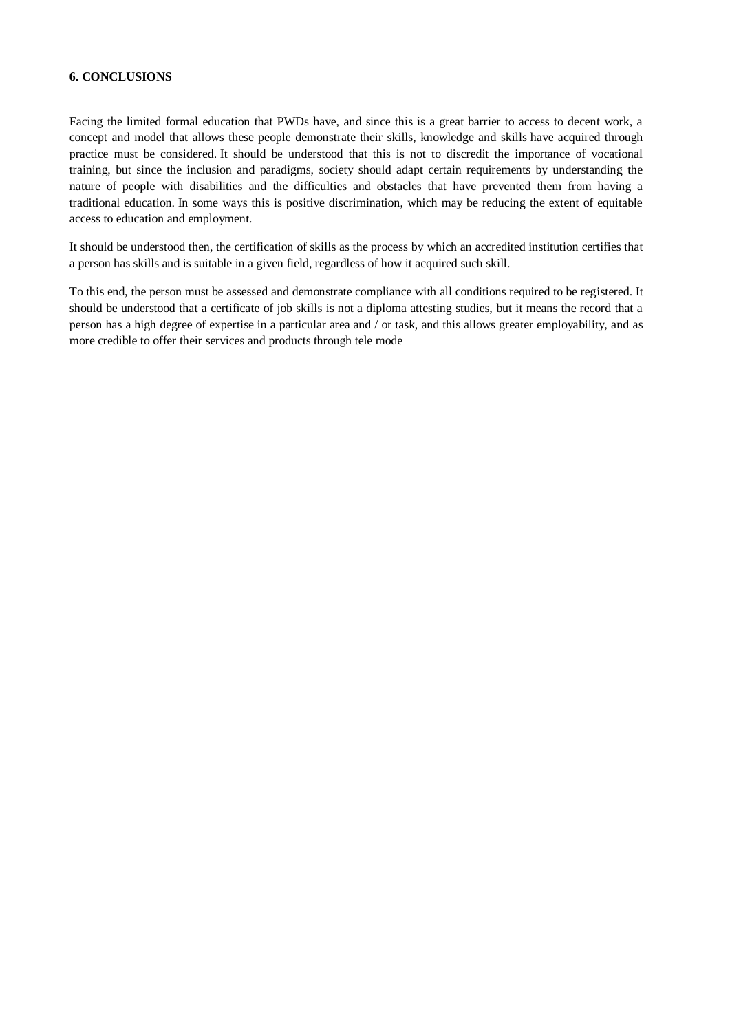## 6. CONCLUSIONS

Facing the limited formal education that PWDs have, and since this is a great barrier to access to decent work, a concept and model that allows these people demonstrate their skills, knowledge and skills have acquired through practice must be considered. It should be understood that this is not to discredit the importance of vocational training, but since the inclusion and paradigms, society should adapt certain requirements by understanding the nature of people with disabilities and the difficulties and obstacles that have prevented them from having a traditional education. In some ways this is positive discrimination, which may be reducing the extent of equitable access to education and employment.

It should be understood then, the certification of skills as the process by which an accredited institution certifies that a person has skills and is suitable in a given field, regardless of how it acquired such skill.

To this end, the person must be assessed and demonstrate compliance with all conditions required to be registered. It should be understood that a certificate of job skills is not a diploma attesting studies, but it means the record that a person has a high degree of expertise in a particular area and / or task, and this allows greater employability, and as more credible to offer their services and products through tele mode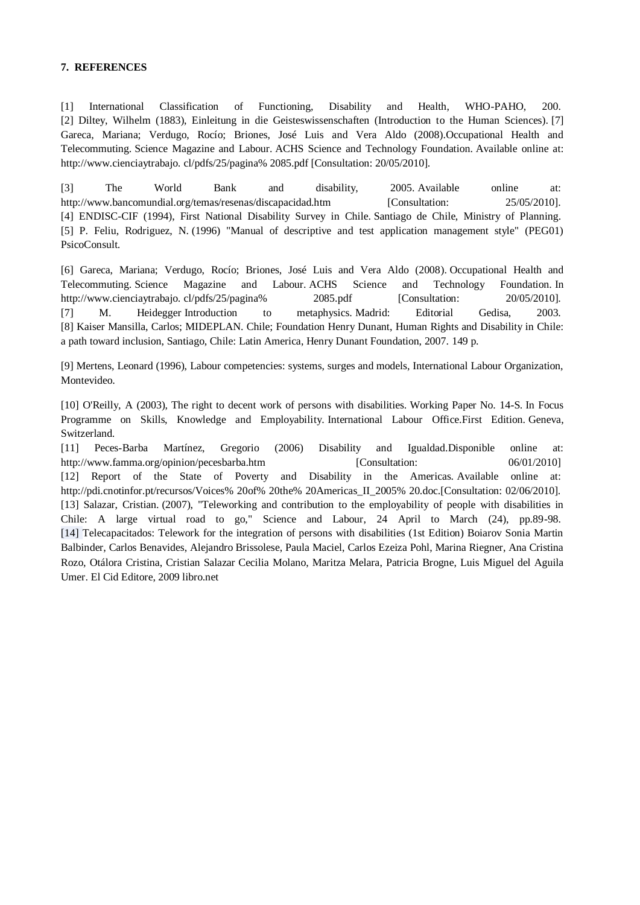### 7. REFERENCES

[1] International Classification of Functioning, Disability and Health, WHO-PAHO, 200.
[2] Diltey, Wilhelm (1883), Einleitung in die Geisteswissenschaften (Introduction to the Human Sciences). [7] Gareca, Mariana; Verdugo, Rocío; Briones, José Luis and Vera Aldo (2008).Occupational Health and Telecommuting. Science Magazine and Labour. ACHS Science and Technology Foundation. Available online at: http://www.cienciaytrabajo. cl/pdfs/25/pagina% 2085.pdf [Consultation: 20/05/2010].

[3] The World Bank and disability, 2005. Available online at: http://www.bancomundial.org/temas/resenas/discapacidad.htm [Consultation: 25/05/2010].
[4] ENDISC-CIF (1994), First National Disability Survey in Chile. Santiago de Chile, Ministry of Planning.
[5] P. Feliu, Rodriguez, N. (1996) "Manual of descriptive and test application management style" (PEG01) PsicoConsult.

[6] Gareca, Mariana; Verdugo, Rocío; Briones, José Luis and Vera Aldo (2008). Occupational Health and Telecommuting. Science Magazine and Labour. ACHS Science and Technology Foundation. In http://www.cienciaytrabajo. cl/pdfs/25/pagina% 2085.pdf [Consultation: 20/05/2010].
[7] M. Heidegger Introduction to metaphysics. Madrid: Editorial Gedisa, 2003.
[8] Kaiser Mansilla, Carlos; MIDEPLAN. Chile; Foundation Henry Dunant, Human Rights and Disability in Chile: a path toward inclusion, Santiago, Chile: Latin America, Henry Dunant Foundation, 2007. 149 p.

[9] Mertens, Leonard (1996), Labour competencies: systems, surges and models, International Labour Organization, Montevideo.

[10] O'Reilly, A (2003), The right to decent work of persons with disabilities. Working Paper No. 14-S. In Focus Programme on Skills, Knowledge and Employability. International Labour Office.First Edition. Geneva, Switzerland.
[11] Peces-Barba Martínez, Gregorio (2006) Disability and Igualdad.Disponible online at: http://www.famma.org/opinion/pecesbarba.htm [Consultation: 06/01/2010]
[12] Report of the State of Poverty and Disability in the Americas. Available online at: http://pdi.cnotinfor.pt/recursos/Voices% 20of% 20the% 20Americas_II_2005% 20.doc.[Consultation: 02/06/2010].
[13] Salazar, Cristian. (2007), "Teleworking and contribution to the employability of people with disabilities in Chile: A large virtual road to go," Science and Labour, 24 April to March (24), pp.89-98.
[14] Telecapacitados: Telework for the integration of persons with disabilities (1st Edition) Boiarov Sonia Martin Balbinder, Carlos Benavides, Alejandro Brissolese, Paula Maciel, Carlos Ezeiza Pohl, Marina Riegner, Ana Cristina Rozo, Otálora Cristina, Cristian Salazar Cecilia Molano, Maritza Melara, Patricia Brogne, Luis Miguel del Aguila Umer. El Cid Editore, 2009 libro.net